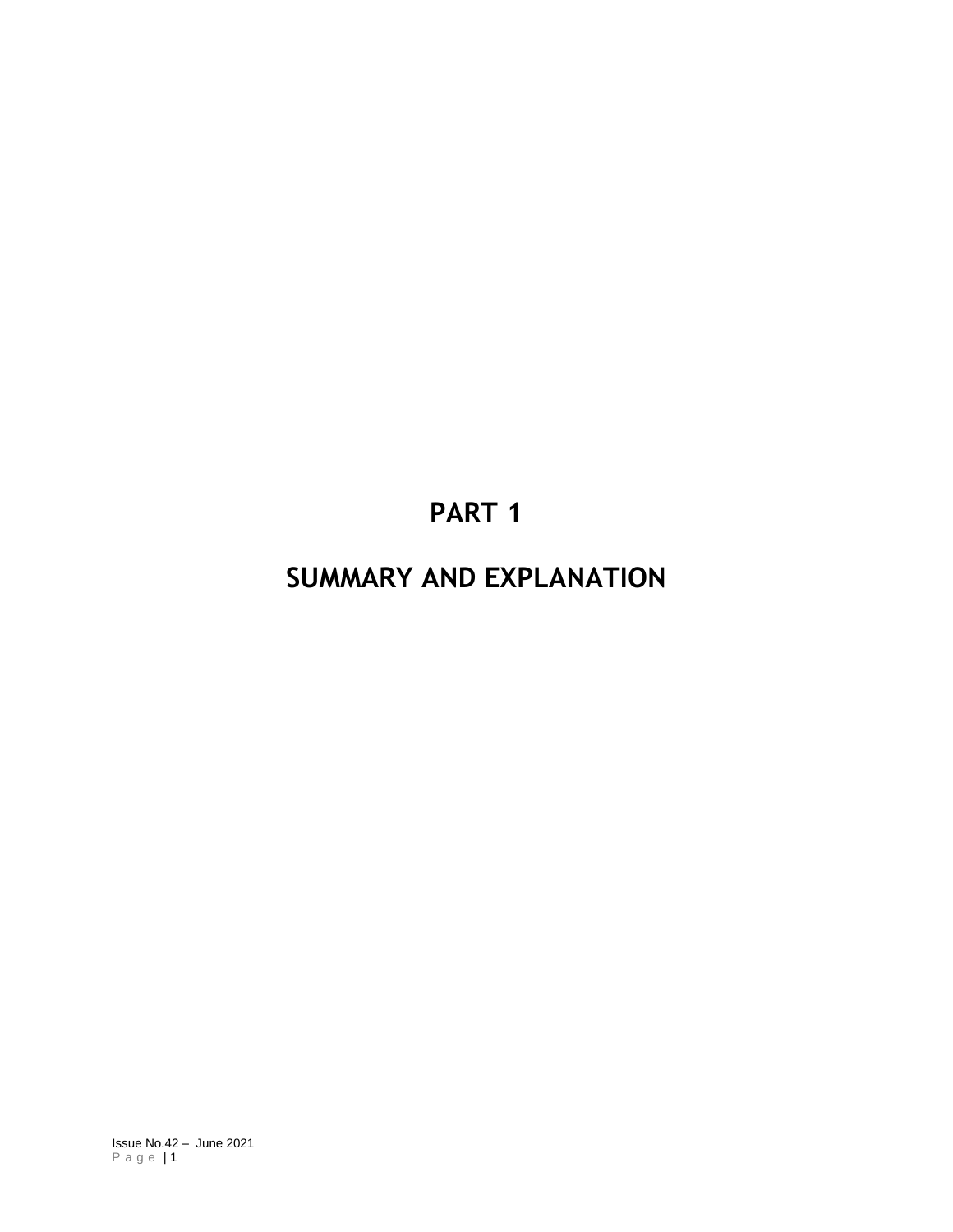# PART 1

# SUMMARY AND EXPLANATION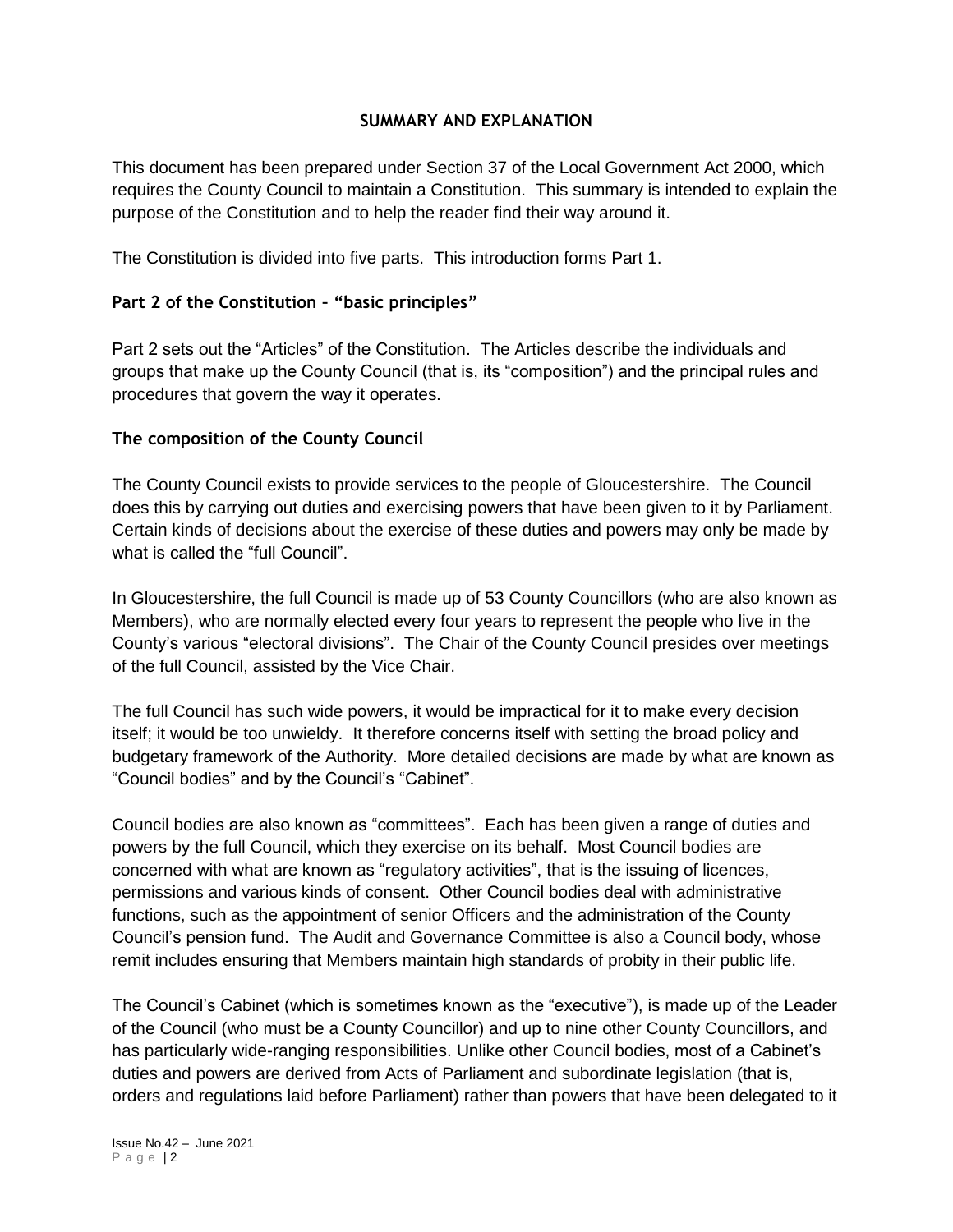## SUMMARY AND EXPLANATION

This document has been prepared under Section 37 of the Local Government Act 2000, which requires the County Council to maintain a Constitution. This summary is intended to explain the purpose of the Constitution and to help the reader find their way around it.

The Constitution is divided into five parts. This introduction forms Part 1.

### Part 2 of the Constitution – "basic principles"

Part 2 sets out the "Articles" of the Constitution. The Articles describe the individuals and groups that make up the County Council (that is, its "composition") and the principal rules and procedures that govern the way it operates.

### The composition of the County Council

The County Council exists to provide services to the people of Gloucestershire. The Council does this by carrying out duties and exercising powers that have been given to it by Parliament. Certain kinds of decisions about the exercise of these duties and powers may only be made by what is called the "full Council".

In Gloucestershire, the full Council is made up of 53 County Councillors (who are also known as Members), who are normally elected every four years to represent the people who live in the County's various "electoral divisions". The Chair of the County Council presides over meetings of the full Council, assisted by the Vice Chair.

The full Council has such wide powers, it would be impractical for it to make every decision itself; it would be too unwieldy. It therefore concerns itself with setting the broad policy and budgetary framework of the Authority. More detailed decisions are made by what are known as "Council bodies" and by the Council's "Cabinet".

Council bodies are also known as "committees". Each has been given a range of duties and powers by the full Council, which they exercise on its behalf. Most Council bodies are concerned with what are known as "regulatory activities", that is the issuing of licences, permissions and various kinds of consent. Other Council bodies deal with administrative functions, such as the appointment of senior Officers and the administration of the County Council's pension fund. The Audit and Governance Committee is also a Council body, whose remit includes ensuring that Members maintain high standards of probity in their public life.

The Council's Cabinet (which is sometimes known as the "executive"), is made up of the Leader of the Council (who must be a County Councillor) and up to nine other County Councillors, and has particularly wide-ranging responsibilities. Unlike other Council bodies, most of a Cabinet's duties and powers are derived from Acts of Parliament and subordinate legislation (that is, orders and regulations laid before Parliament) rather than powers that have been delegated to it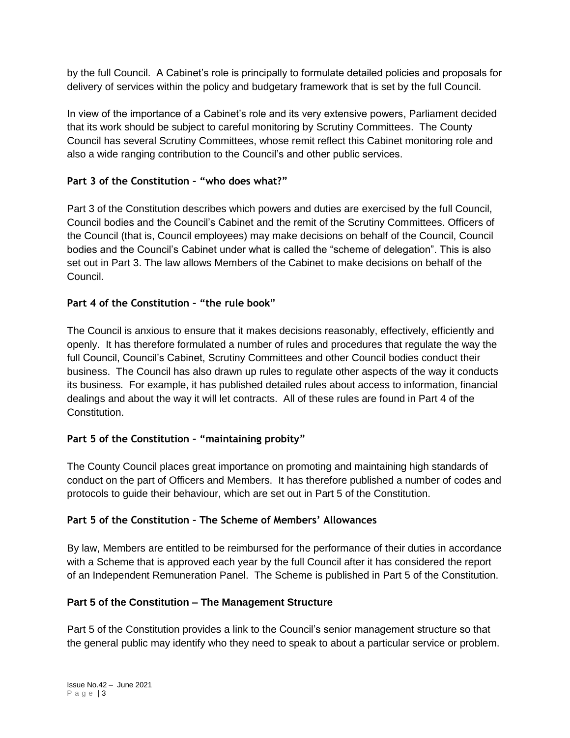by the full Council. A Cabinet's role is principally to formulate detailed policies and proposals for delivery of services within the policy and budgetary framework that is set by the full Council.

In view of the importance of a Cabinet's role and its very extensive powers, Parliament decided that its work should be subject to careful monitoring by Scrutiny Committees. The County Council has several Scrutiny Committees, whose remit reflect this Cabinet monitoring role and also a wide ranging contribution to the Council's and other public services.

**Part 3 of the Constitution – "who does what?"**

Part 3 of the Constitution describes which powers and duties are exercised by the full Council, Council bodies and the Council's Cabinet and the remit of the Scrutiny Committees. Officers of the Council (that is, Council employees) may make decisions on behalf of the Council, Council bodies and the Council's Cabinet under what is called the "scheme of delegation". This is also set out in Part 3. The law allows Members of the Cabinet to make decisions on behalf of the Council.

**Part 4 of the Constitution – "the rule book"**

The Council is anxious to ensure that it makes decisions reasonably, effectively, efficiently and openly. It has therefore formulated a number of rules and procedures that regulate the way the full Council, Council's Cabinet, Scrutiny Committees and other Council bodies conduct their business. The Council has also drawn up rules to regulate other aspects of the way it conducts its business. For example, it has published detailed rules about access to information, financial dealings and about the way it will let contracts. All of these rules are found in Part 4 of the Constitution.

**Part 5 of the Constitution – "maintaining probity"**

The County Council places great importance on promoting and maintaining high standards of conduct on the part of Officers and Members. It has therefore published a number of codes and protocols to guide their behaviour, which are set out in Part 5 of the Constitution.

**Part 5 of the Constitution – The Scheme of Members' Allowances**

By law, Members are entitled to be reimbursed for the performance of their duties in accordance with a Scheme that is approved each year by the full Council after it has considered the report of an Independent Remuneration Panel. The Scheme is published in Part 5 of the Constitution.

**Part 5 of the Constitution – The Management Structure**

Part 5 of the Constitution provides a link to the Council's senior management structure so that the general public may identify who they need to speak to about a particular service or problem.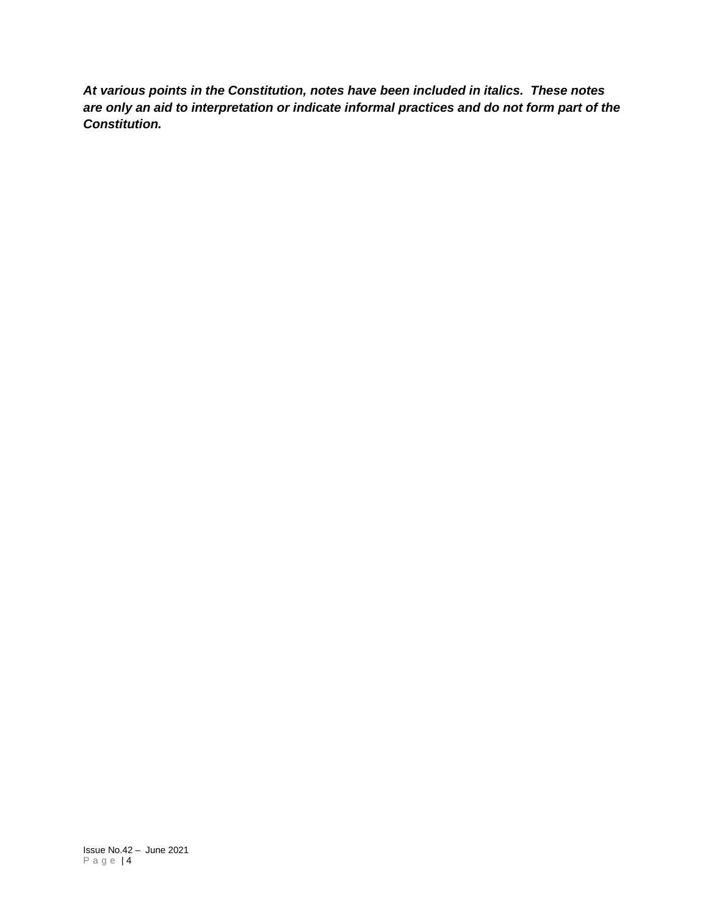***At various points in the Constitution, notes have been included in italics. These notes are only an aid to interpretation or indicate informal practices and do not form part of the Constitution.***